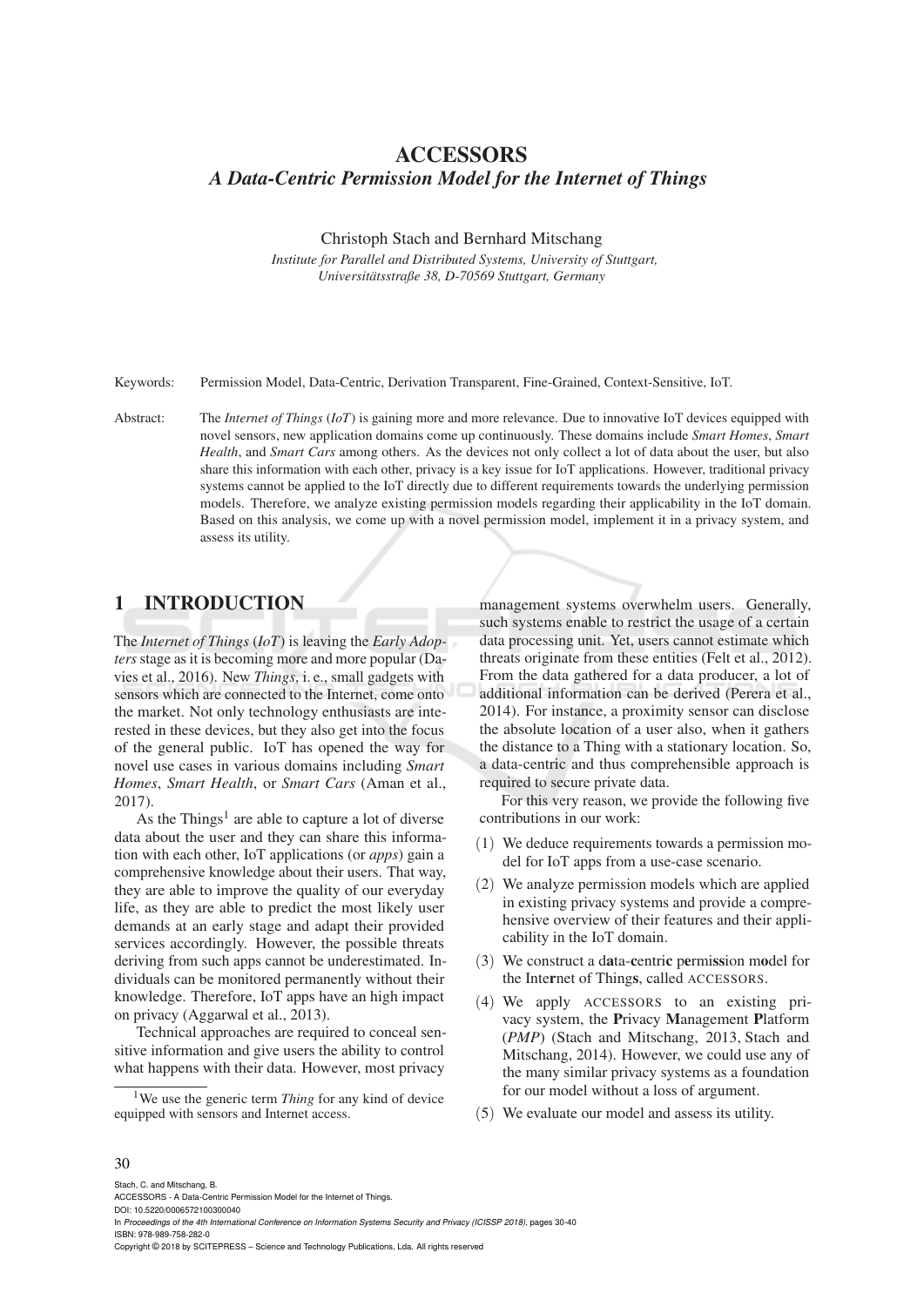# ACCESSORS

## *A Data-Centric Permission Model for the Internet of Things*

Christoph Stach and Bernhard Mitschang

*Institute for Parallel and Distributed Systems, University of Stuttgart, Universitätsstraße 38, D-70569 Stuttgart, Germany*

Keywords: Permission Model, Data-Centric, Derivation Transparent, Fine-Grained, Context-Sensitive, IoT.

Abstract: The *Internet of Things* (*IoT*) is gaining more and more relevance. Due to innovative IoT devices equipped with novel sensors, new application domains come up continuously. These domains include *Smart Homes*, *Smart Health*, and *Smart Cars* among others. As the devices not only collect a lot of data about the user, but also share this information with each other, privacy is a key issue for IoT applications. However, traditional privacy systems cannot be applied to the IoT directly due to different requirements towards the underlying permission models. Therefore, we analyze existing permission models regarding their applicability in the IoT domain. Based on this analysis, we come up with a novel permission model, implement it in a privacy system, and assess its utility.

## 1 INTRODUCTION

The *Internet of Things* (*IoT*) is leaving the *Early Adopters* stage as it is becoming more and more popular (Davies et al., 2016). New *Things*, i. e., small gadgets with sensors which are connected to the Internet, come onto the market. Not only technology enthusiasts are interested in these devices, but they also get into the focus of the general public. IoT has opened the way for novel use cases in various domains including *Smart Homes*, *Smart Health*, or *Smart Cars* (Aman et al., 2017).

As the Things[1] are able to capture a lot of diverse data about the user and they can share this information with each other, IoT applications (or *apps*) gain a comprehensive knowledge about their users. That way, they are able to improve the quality of our everyday life, as they are able to predict the most likely user demands at an early stage and adapt their provided services accordingly. However, the possible threats deriving from such apps cannot be underestimated. Individuals can be monitored permanently without their knowledge. Therefore, IoT apps have an high impact on privacy (Aggarwal et al., 2013).

Technical approaches are required to conceal sensitive information and give users the ability to control what happens with their data. However, most privacy management systems overwhelm users. Generally, such systems enable to restrict the usage of a certain data processing unit. Yet, users cannot estimate which threats originate from these entities (Felt et al., 2012). From the data gathered for a data producer, a lot of additional information can be derived (Perera et al., 2014). For instance, a proximity sensor can disclose the absolute location of a user also, when it gathers the distance to a Thing with a stationary location. So, a data-centric and thus comprehensible approach is required to secure private data.

For this very reason, we provide the following five contributions in our work:

(1) We deduce requirements towards a permission model for IoT apps from a use-case scenario.

(2) We analyze permission models which are applied in existing privacy systems and provide a comprehensive overview of their features and their applicability in the IoT domain.

(3) We construct a d**a**ta-**c**entri**c** p**e**rmi**ss**ion m**o**del for the Inte**r**net of Thing**s**, called ACCESSORS.

(4) We apply ACCESSORS to an existing privacy system, the **P**rivacy **M**anagement **P**latform (*PMP*) (Stach and Mitschang, 2013, Stach and Mitschang, 2014). However, we could use any of the many similar privacy systems as a foundation for our model without a loss of argument.

(5) We evaluate our model and assess its utility.

[1] We use the generic term *Thing* for any kind of device equipped with sensors and Internet access.

Stach, C. and Mitschang, B.
ACCESSORS - A Data-Centric Permission Model for the Internet of Things.
DOI: 10.5220/0006572100300040
In *Proceedings of the 4th International Conference on Information Systems Security and Privacy (ICISSP 2018)*, pages 30-40
ISBN: 978-989-758-282-0
Copyright © 2018 by SCITEPRESS – Science and Technology Publications, Lda. All rights reserved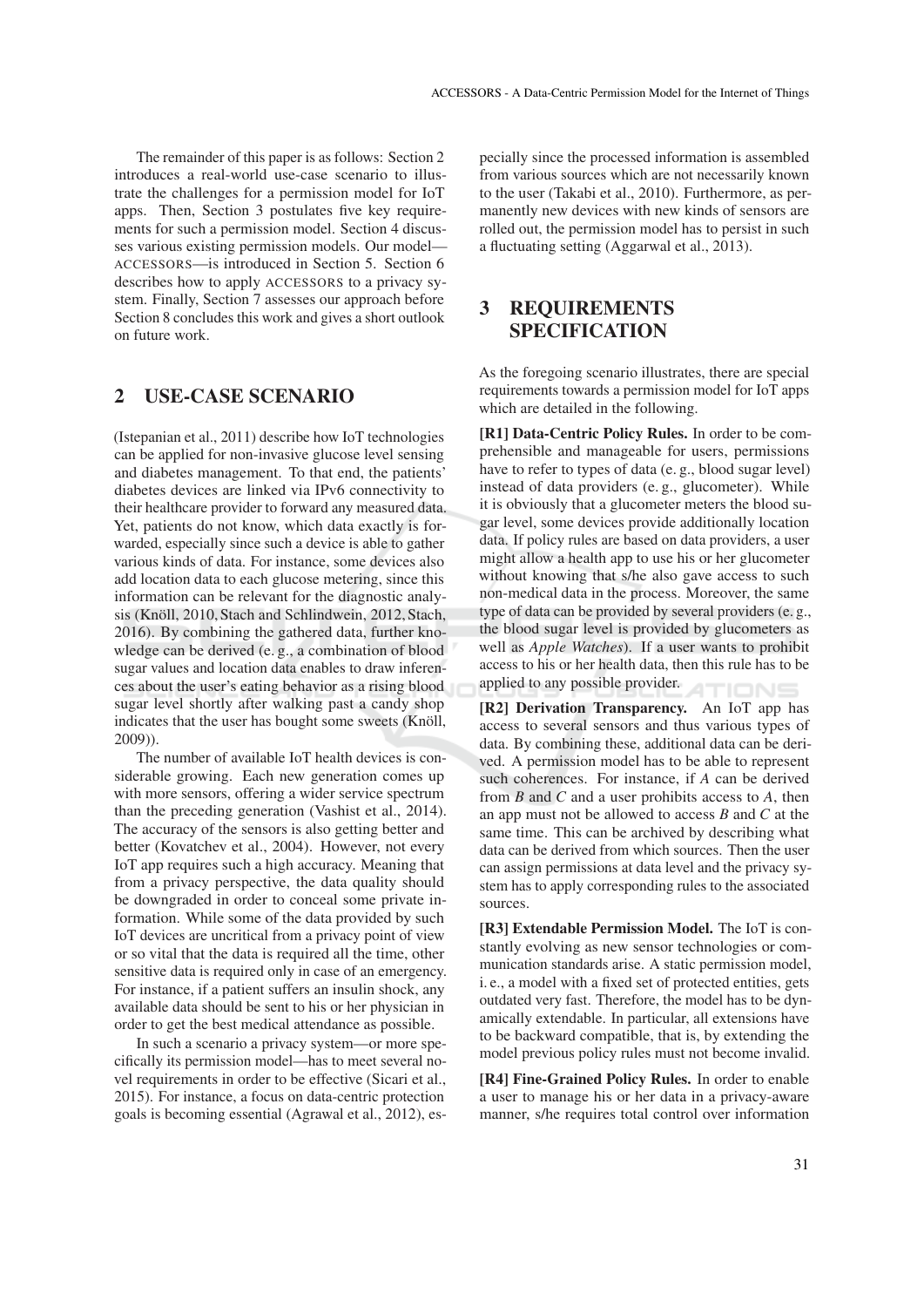The remainder of this paper is as follows: Section 2 introduces a real-world use-case scenario to illustrate the challenges for a permission model for IoT apps. Then, Section 3 postulates five key requirements for such a permission model. Section 4 discusses various existing permission models. Our model—ACCESSORS—is introduced in Section 5. Section 6 describes how to apply ACCESSORS to a privacy system. Finally, Section 7 assesses our approach before Section 8 concludes this work and gives a short outlook on future work.

## 2 USE-CASE SCENARIO

(Istepanian et al., 2011) describe how IoT technologies can be applied for non-invasive glucose level sensing and diabetes management. To that end, the patients' diabetes devices are linked via IPv6 connectivity to their healthcare provider to forward any measured data. Yet, patients do not know, which data exactly is forwarded, especially since such a device is able to gather various kinds of data. For instance, some devices also add location data to each glucose metering, since this information can be relevant for the diagnostic analysis (Knöll, 2010, Stach and Schlindwein, 2012, Stach, 2016). By combining the gathered data, further knowledge can be derived (e. g., a combination of blood sugar values and location data enables to draw inferences about the user's eating behavior as a rising blood sugar level shortly after walking past a candy shop indicates that the user has bought some sweets (Knöll, 2009)).

The number of available IoT health devices is considerable growing. Each new generation comes up with more sensors, offering a wider service spectrum than the preceding generation (Vashist et al., 2014). The accuracy of the sensors is also getting better and better (Kovatchev et al., 2004). However, not every IoT app requires such a high accuracy. Meaning that from a privacy perspective, the data quality should be downgraded in order to conceal some private information. While some of the data provided by such IoT devices are uncritical from a privacy point of view or so vital that the data is required all the time, other sensitive data is required only in case of an emergency. For instance, if a patient suffers an insulin shock, any available data should be sent to his or her physician in order to get the best medical attendance as possible.

In such a scenario a privacy system—or more specifically its permission model—has to meet several novel requirements in order to be effective (Sicari et al., 2015). For instance, a focus on data-centric protection goals is becoming essential (Agrawal et al., 2012), especially since the processed information is assembled from various sources which are not necessarily known to the user (Takabi et al., 2010). Furthermore, as permanently new devices with new kinds of sensors are rolled out, the permission model has to persist in such a fluctuating setting (Aggarwal et al., 2013).

## 3 REQUIREMENTS SPECIFICATION

As the foregoing scenario illustrates, there are special requirements towards a permission model for IoT apps which are detailed in the following.

**[R1] Data-Centric Policy Rules.** In order to be comprehensible and manageable for users, permissions have to refer to types of data (e. g., blood sugar level) instead of data providers (e. g., glucometer). While it is obviously that a glucometer meters the blood sugar level, some devices provide additionally location data. If policy rules are based on data providers, a user might allow a health app to use his or her glucometer without knowing that s/he also gave access to such non-medical data in the process. Moreover, the same type of data can be provided by several providers (e. g., the blood sugar level is provided by glucometers as well as *Apple Watches*). If a user wants to prohibit access to his or her health data, then this rule has to be applied to any possible provider.

**[R2] Derivation Transparency.** An IoT app has access to several sensors and thus various types of data. By combining these, additional data can be derived. A permission model has to be able to represent such coherences. For instance, if *A* can be derived from *B* and *C* and a user prohibits access to *A*, then an app must not be allowed to access *B* and *C* at the same time. This can be archived by describing what data can be derived from which sources. Then the user can assign permissions at data level and the privacy system has to apply corresponding rules to the associated sources.

**[R3] Extendable Permission Model.** The IoT is constantly evolving as new sensor technologies or communication standards arise. A static permission model, i. e., a model with a fixed set of protected entities, gets outdated very fast. Therefore, the model has to be dynamically extendable. In particular, all extensions have to be backward compatible, that is, by extending the model previous policy rules must not become invalid.

**[R4] Fine-Grained Policy Rules.** In order to enable a user to manage his or her data in a privacy-aware manner, s/he requires total control over information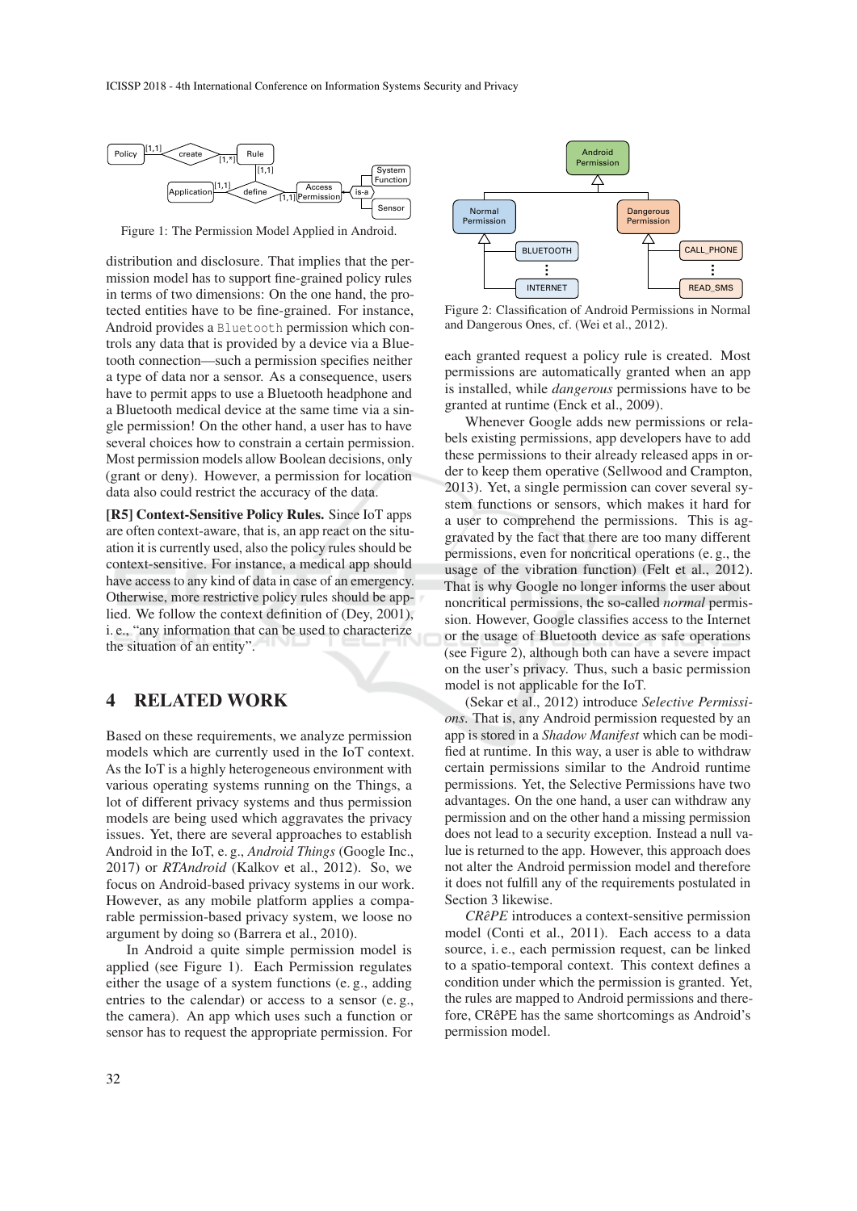Figure 1: The Permission Model Applied in Android.

distribution and disclosure. That implies that the permission model has to support fine-grained policy rules in terms of two dimensions: On the one hand, the protected entities have to be fine-grained. For instance, Android provides a `Bluetooth` permission which controls any data that is provided by a device via a Bluetooth connection—such a permission specifies neither a type of data nor a sensor. As a consequence, users have to permit apps to use a Bluetooth headphone and a Bluetooth medical device at the same time via a single permission! On the other hand, a user has to have several choices how to constrain a certain permission. Most permission models allow Boolean decisions, only (grant or deny). However, a permission for location data also could restrict the accuracy of the data.

**[R5] Context-Sensitive Policy Rules.** Since IoT apps are often context-aware, that is, an app react on the situation it is currently used, also the policy rules should be context-sensitive. For instance, a medical app should have access to any kind of data in case of an emergency. Otherwise, more restrictive policy rules should be applied. We follow the context definition of (Dey, 2001), i. e., "any information that can be used to characterize the situation of an entity".

## 4 RELATED WORK

Based on these requirements, we analyze permission models which are currently used in the IoT context. As the IoT is a highly heterogeneous environment with various operating systems running on the Things, a lot of different privacy systems and thus permission models are being used which aggravates the privacy issues. Yet, there are several approaches to establish Android in the IoT, e. g., *Android Things* (Google Inc., 2017) or *RTAndroid* (Kalkov et al., 2012). So, we focus on Android-based privacy systems in our work. However, as any mobile platform applies a comparable permission-based privacy system, we loose no argument by doing so (Barrera et al., 2010).

In Android a quite simple permission model is applied (see Figure 1). Each Permission regulates either the usage of a system functions (e. g., adding entries to the calendar) or access to a sensor (e. g., the camera). An app which uses such a function or sensor has to request the appropriate permission. For each granted request a policy rule is created. Most permissions are automatically granted when an app is installed, while *dangerous* permissions have to be granted at runtime (Enck et al., 2009).

Figure 2: Classification of Android Permissions in Normal and Dangerous Ones, cf. (Wei et al., 2012).

Whenever Google adds new permissions or relabels existing permissions, app developers have to add these permissions to their already released apps in order to keep them operative (Sellwood and Crampton, 2013). Yet, a single permission can cover several system functions or sensors, which makes it hard for a user to comprehend the permissions. This is aggravated by the fact that there are too many different permissions, even for noncritical operations (e. g., the usage of the vibration function) (Felt et al., 2012). That is why Google no longer informs the user about noncritical permissions, the so-called *normal* permission. However, Google classifies access to the Internet or the usage of Bluetooth device as safe operations (see Figure 2), although both can have a severe impact on the user's privacy. Thus, such a basic permission model is not applicable for the IoT.

(Sekar et al., 2012) introduce *Selective Permissions*. That is, any Android permission requested by an app is stored in a *Shadow Manifest* which can be modified at runtime. In this way, a user is able to withdraw certain permissions similar to the Android runtime permissions. Yet, the Selective Permissions have two advantages. On the one hand, a user can withdraw any permission and on the other hand a missing permission does not lead to a security exception. Instead a null value is returned to the app. However, this approach does not alter the Android permission model and therefore it does not fulfill any of the requirements postulated in Section 3 likewise.

*CRêPE* introduces a context-sensitive permission model (Conti et al., 2011). Each access to a data source, i. e., each permission request, can be linked to a spatio-temporal context. This context defines a condition under which the permission is granted. Yet, the rules are mapped to Android permissions and therefore, CRêPE has the same shortcomings as Android's permission model.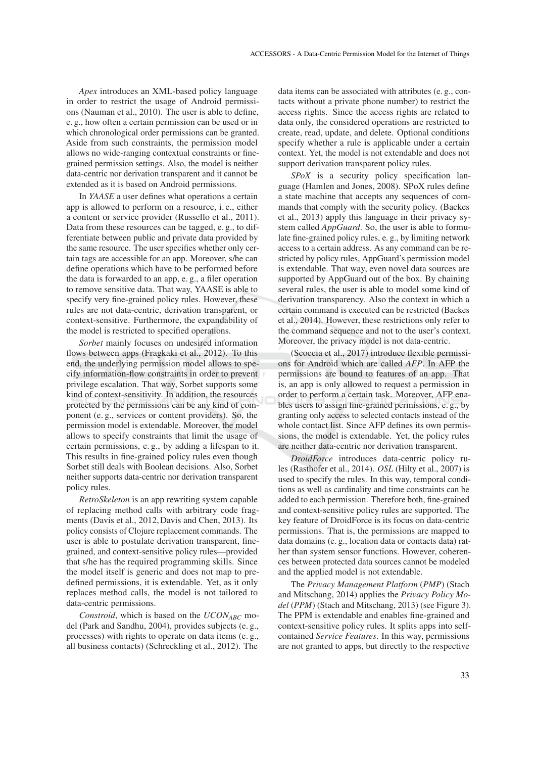*Apex* introduces an XML-based policy language in order to restrict the usage of Android permissions (Nauman et al., 2010). The user is able to define, e. g., how often a certain permission can be used or in which chronological order permissions can be granted. Aside from such constraints, the permission model allows no wide-ranging contextual constraints or fine-grained permission settings. Also, the model is neither data-centric nor derivation transparent and it cannot be extended as it is based on Android permissions.

In *YAASE* a user defines what operations a certain app is allowed to perform on a resource, i. e., either a content or service provider (Russello et al., 2011). Data from these resources can be tagged, e. g., to differentiate between public and private data provided by the same resource. The user specifies whether only certain tags are accessible for an app. Moreover, s/he can define operations which have to be performed before the data is forwarded to an app, e. g., a filer operation to remove sensitive data. That way, YAASE is able to specify very fine-grained policy rules. However, these rules are not data-centric, derivation transparent, or context-sensitive. Furthermore, the expandability of the model is restricted to specified operations.

*Sorbet* mainly focuses on undesired information flows between apps (Fragkaki et al., 2012). To this end, the underlying permission model allows to specify information-flow constraints in order to prevent privilege escalation. That way, Sorbet supports some kind of context-sensitivity. In addition, the resources protected by the permissions can be any kind of component (e. g., services or content providers). So, the permission model is extendable. Moreover, the model allows to specify constraints that limit the usage of certain permissions, e. g., by adding a lifespan to it. This results in fine-grained policy rules even though Sorbet still deals with Boolean decisions. Also, Sorbet neither supports data-centric nor derivation transparent policy rules.

*RetroSkeleton* is an app rewriting system capable of replacing method calls with arbitrary code fragments (Davis et al., 2012, Davis and Chen, 2013). Its policy consists of Clojure replacement commands. The user is able to postulate derivation transparent, fine-grained, and context-sensitive policy rules—provided that s/he has the required programming skills. Since the model itself is generic and does not map to predefined permissions, it is extendable. Yet, as it only replaces method calls, the model is not tailored to data-centric permissions.

*Constroid*, which is based on the $UCON_{ABC}$ model (Park and Sandhu, 2004), provides subjects (e. g., processes) with rights to operate on data items (e. g., all business contacts) (Schreckling et al., 2012). The data items can be associated with attributes (e. g., contacts without a private phone number) to restrict the access rights. Since the access rights are related to data only, the considered operations are restricted to create, read, update, and delete. Optional conditions specify whether a rule is applicable under a certain context. Yet, the model is not extendable and does not support derivation transparent policy rules.

*SPoX* is a security policy specification language (Hamlen and Jones, 2008). SPoX rules define a state machine that accepts any sequences of commands that comply with the security policy. (Backes et al., 2013) apply this language in their privacy system called *AppGuard*. So, the user is able to formulate fine-grained policy rules, e. g., by limiting network access to a certain address. As any command can be restricted by policy rules, AppGuard's permission model is extendable. That way, even novel data sources are supported by AppGuard out of the box. By chaining several rules, the user is able to model some kind of derivation transparency. Also the context in which a certain command is executed can be restricted (Backes et al., 2014). However, these restrictions only refer to the command sequence and not to the user's context. Moreover, the privacy model is not data-centric.

(Scoccia et al., 2017) introduce flexible permissions for Android which are called *AFP*. In AFP the permissions are bound to features of an app. That is, an app is only allowed to request a permission in order to perform a certain task. Moreover, AFP enables users to assign fine-grained permissions, e. g., by granting only access to selected contacts instead of the whole contact list. Since AFP defines its own permissions, the model is extendable. Yet, the policy rules are neither data-centric nor derivation transparent.

*DroidForce* introduces data-centric policy rules (Rasthofer et al., 2014). *OSL* (Hilty et al., 2007) is used to specify the rules. In this way, temporal conditions as well as cardinality and time constraints can be added to each permission. Therefore both, fine-grained and context-sensitive policy rules are supported. The key feature of DroidForce is its focus on data-centric permissions. That is, the permissions are mapped to data domains (e. g., location data or contacts data) rather than system sensor functions. However, coherences between protected data sources cannot be modeled and the applied model is not extendable.

The *Privacy Management Platform* (*PMP*) (Stach and Mitschang, 2014) applies the *Privacy Policy Model* (*PPM*) (Stach and Mitschang, 2013) (see Figure 3). The PPM is extendable and enables fine-grained and context-sensitive policy rules. It splits apps into self-contained *Service Features*. In this way, permissions are not granted to apps, but directly to the respective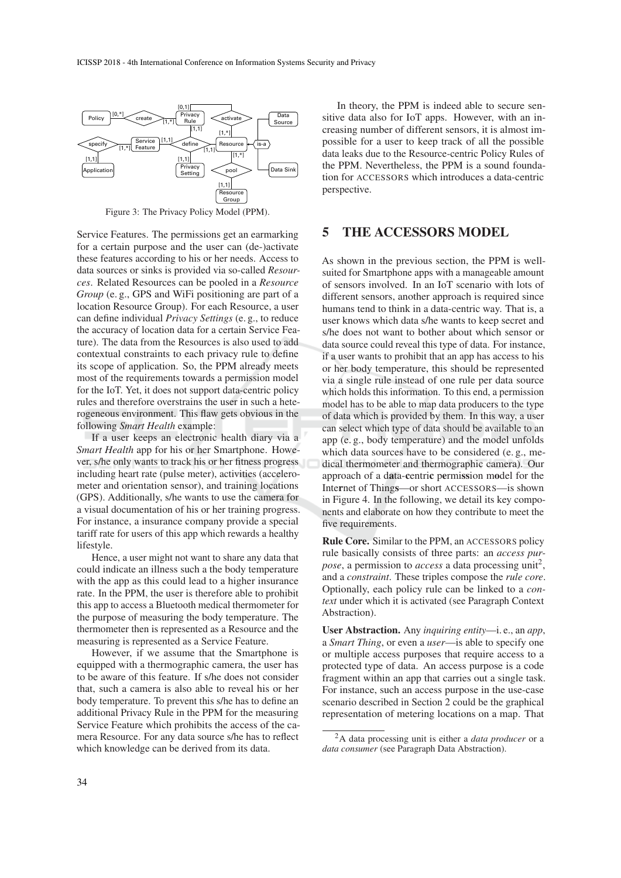Figure 3: The Privacy Policy Model (PPM).

Service Features. The permissions get an earmarking for a certain purpose and the user can (de-)activate these features according to his or her needs. Access to data sources or sinks is provided via so-called *Resources*. Related Resources can be pooled in a *Resource Group* (e. g., GPS and WiFi positioning are part of a location Resource Group). For each Resource, a user can define individual *Privacy Settings* (e. g., to reduce the accuracy of location data for a certain Service Feature). The data from the Resources is also used to add contextual constraints to each privacy rule to define its scope of application. So, the PPM already meets most of the requirements towards a permission model for the IoT. Yet, it does not support data-centric policy rules and therefore overstrains the user in such a heterogeneous environment. This flaw gets obvious in the following *Smart Health* example:

If a user keeps an electronic health diary via a *Smart Health* app for his or her Smartphone. However, s/he only wants to track his or her fitness progress including heart rate (pulse meter), activities (accelerometer and orientation sensor), and training locations (GPS). Additionally, s/he wants to use the camera for a visual documentation of his or her training progress. For instance, a insurance company provide a special tariff rate for users of this app which rewards a healthy lifestyle.

Hence, a user might not want to share any data that could indicate an illness such a the body temperature with the app as this could lead to a higher insurance rate. In the PPM, the user is therefore able to prohibit this app to access a Bluetooth medical thermometer for the purpose of measuring the body temperature. The thermometer then is represented as a Resource and the measuring is represented as a Service Feature.

However, if we assume that the Smartphone is equipped with a thermographic camera, the user has to be aware of this feature. If s/he does not consider that, such a camera is also able to reveal his or her body temperature. To prevent this s/he has to define an additional Privacy Rule in the PPM for the measuring Service Feature which prohibits the access of the camera Resource. For any data source s/he has to reflect which knowledge can be derived from its data.

In theory, the PPM is indeed able to secure sensitive data also for IoT apps. However, with an increasing number of different sensors, it is almost impossible for a user to keep track of all the possible data leaks due to the Resource-centric Policy Rules of the PPM. Nevertheless, the PPM is a sound foundation for ACCESSORS which introduces a data-centric perspective.

## 5 THE ACCESSORS MODEL

As shown in the previous section, the PPM is well-suited for Smartphone apps with a manageable amount of sensors involved. In an IoT scenario with lots of different sensors, another approach is required since humans tend to think in a data-centric way. That is, a user knows which data s/he wants to keep secret and s/he does not want to bother about which sensor or data source could reveal this type of data. For instance, if a user wants to prohibit that an app has access to his or her body temperature, this should be represented via a single rule instead of one rule per data source which holds this information. To this end, a permission model has to be able to map data producers to the type of data which is provided by them. In this way, a user can select which type of data should be available to an app (e. g., body temperature) and the model unfolds which data sources have to be considered (e. g., medical thermometer and thermographic camera). Our approach of a d**a**ta-**c**entri**c** p**e**rmi**ss**ion m**o**del for the Inte**r**net of Thing**s**—or short ACCESSORS—is shown in Figure 4. In the following, we detail its key components and elaborate on how they contribute to meet the five requirements.

**Rule Core.** Similar to the PPM, an ACCESSORS policy rule basically consists of three parts: an *access purpose*, a permission to *access* a data processing unit[2], and a *constraint*. These triples compose the *rule core*. Optionally, each policy rule can be linked to a *context* under which it is activated (see Paragraph Context Abstraction).

**User Abstraction.** Any *inquiring entity*—i. e., an *app*, a *Smart Thing*, or even a *user*—is able to specify one or multiple access purposes that require access to a protected type of data. An access purpose is a code fragment within an app that carries out a single task. For instance, such an access purpose in the use-case scenario described in Section 2 could be the graphical representation of metering locations on a map. That

[2] A data processing unit is either a *data producer* or a *data consumer* (see Paragraph Data Abstraction).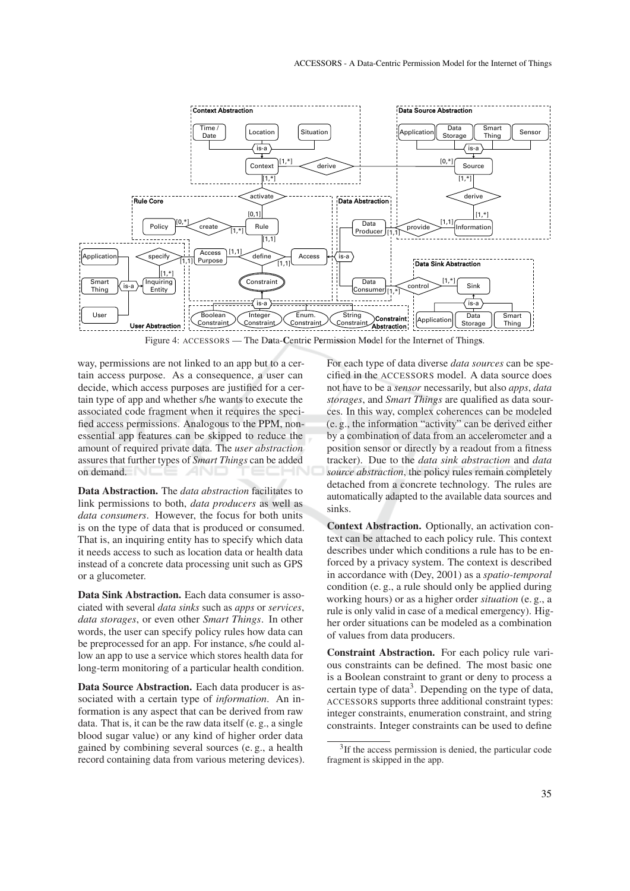Figure 4: ACCESSORS — The Data-Centric Permission Model for the Internet of Things.

way, permissions are not linked to an app but to a certain access purpose. As a consequence, a user can decide, which access purposes are justified for a certain type of app and whether s/he wants to execute the associated code fragment when it requires the specified access permissions. Analogous to the PPM, nonessential app features can be skipped to reduce the amount of required private data. The *user abstraction* assures that further types of *Smart Things* can be added on demand.

**Data Abstraction.** The *data abstraction* facilitates to link permissions to both, *data producers* as well as *data consumers*. However, the focus for both units is on the type of data that is produced or consumed. That is, an inquiring entity has to specify which data it needs access to such as location data or health data instead of a concrete data processing unit such as GPS or a glucometer.

**Data Sink Abstraction.** Each data consumer is associated with several *data sinks* such as *apps* or *services*, *data storages*, or even other *Smart Things*. In other words, the user can specify policy rules how data can be preprocessed for an app. For instance, s/he could allow an app to use a service which stores health data for long-term monitoring of a particular health condition.

**Data Source Abstraction.** Each data producer is associated with a certain type of *information*. An information is any aspect that can be derived from raw data. That is, it can be the raw data itself (e. g., a single blood sugar value) or any kind of higher order data gained by combining several sources (e. g., a health record containing data from various metering devices). For each type of data diverse *data sources* can be specified in the ACCESSORS model. A data source does not have to be a *sensor* necessarily, but also *apps*, *data storages*, and *Smart Things* are qualified as data sources. In this way, complex coherences can be modeled (e. g., the information "activity" can be derived either by a combination of data from an accelerometer and a position sensor or directly by a readout from a fitness tracker). Due to the *data sink abstraction* and *data source abstraction*, the policy rules remain completely detached from a concrete technology. The rules are automatically adapted to the available data sources and sinks.

**Context Abstraction.** Optionally, an activation context can be attached to each policy rule. This context describes under which conditions a rule has to be enforced by a privacy system. The context is described in accordance with (Dey, 2001) as a *spatio-temporal* condition (e. g., a rule should only be applied during working hours) or as a higher order *situation* (e. g., a rule is only valid in case of a medical emergency). Higher order situations can be modeled as a combination of values from data producers.

**Constraint Abstraction.** For each policy rule various constraints can be defined. The most basic one is a Boolean constraint to grant or deny to process a certain type of data[3]. Depending on the type of data, ACCESSORS supports three additional constraint types: integer constraints, enumeration constraint, and string constraints. Integer constraints can be used to define

[3]If the access permission is denied, the particular code fragment is skipped in the app.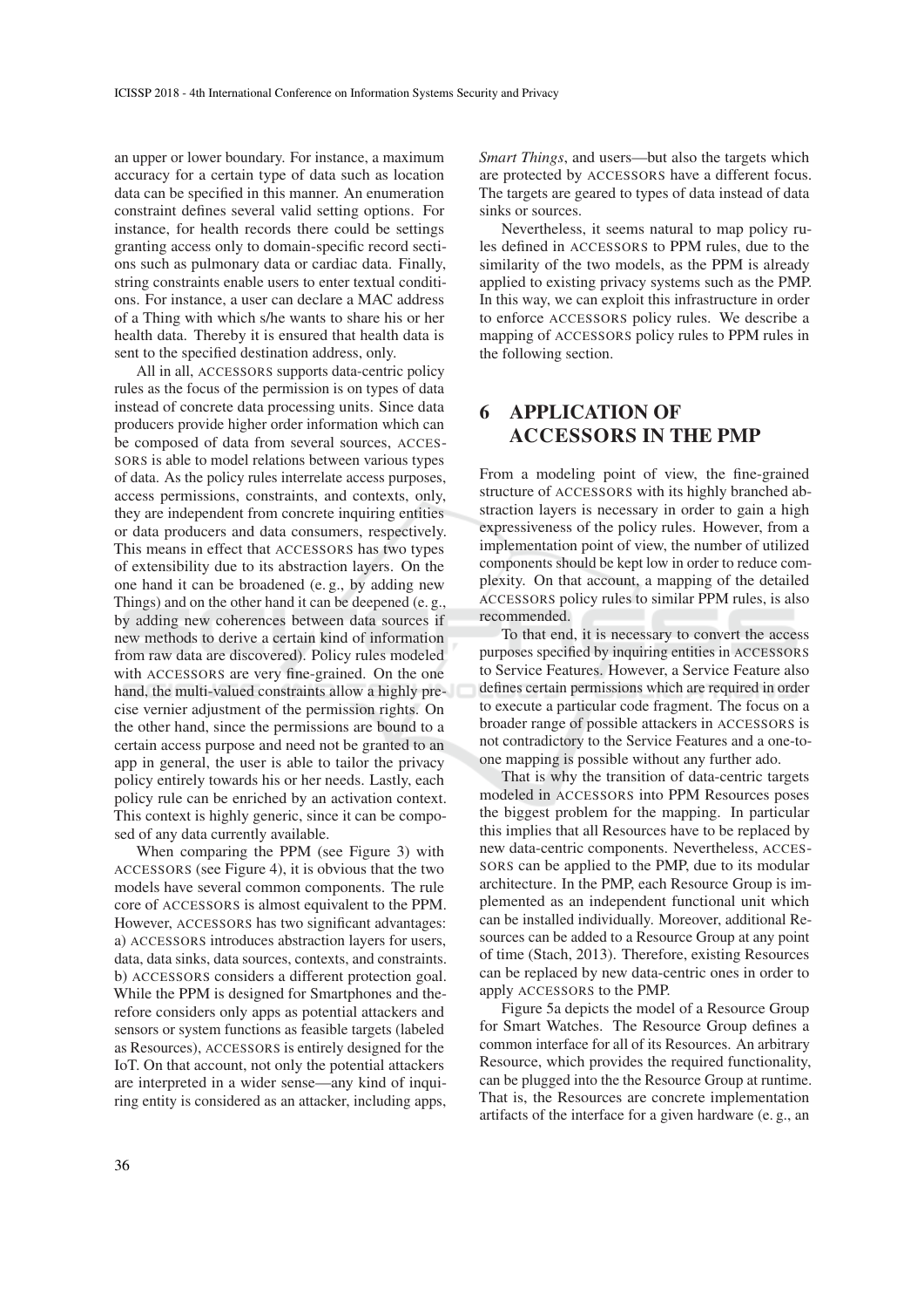an upper or lower boundary. For instance, a maximum accuracy for a certain type of data such as location data can be specified in this manner. An enumeration constraint defines several valid setting options. For instance, for health records there could be settings granting access only to domain-specific record sections such as pulmonary data or cardiac data. Finally, string constraints enable users to enter textual conditions. For instance, a user can declare a MAC address of a Thing with which s/he wants to share his or her health data. Thereby it is ensured that health data is sent to the specified destination address, only.

All in all, ACCESSORS supports data-centric policy rules as the focus of the permission is on types of data instead of concrete data processing units. Since data producers provide higher order information which can be composed of data from several sources, ACCESSORS is able to model relations between various types of data. As the policy rules interrelate access purposes, access permissions, constraints, and contexts, only, they are independent from concrete inquiring entities or data producers and data consumers, respectively. This means in effect that ACCESSORS has two types of extensibility due to its abstraction layers. On the one hand it can be broadened (e. g., by adding new Things) and on the other hand it can be deepened (e. g., by adding new coherences between data sources if new methods to derive a certain kind of information from raw data are discovered). Policy rules modeled with ACCESSORS are very fine-grained. On the one hand, the multi-valued constraints allow a highly precise vernier adjustment of the permission rights. On the other hand, since the permissions are bound to a certain access purpose and need not be granted to an app in general, the user is able to tailor the privacy policy entirely towards his or her needs. Lastly, each policy rule can be enriched by an activation context. This context is highly generic, since it can be composed of any data currently available.

When comparing the PPM (see Figure 3) with ACCESSORS (see Figure 4), it is obvious that the two models have several common components. The rule core of ACCESSORS is almost equivalent to the PPM. However, ACCESSORS has two significant advantages: a) ACCESSORS introduces abstraction layers for users, data, data sinks, data sources, contexts, and constraints. b) ACCESSORS considers a different protection goal. While the PPM is designed for Smartphones and therefore considers only apps as potential attackers and sensors or system functions as feasible targets (labeled as Resources), ACCESSORS is entirely designed for the IoT. On that account, not only the potential attackers are interpreted in a wider sense—any kind of inquiring entity is considered as an attacker, including apps, *Smart Things*, and users—but also the targets which are protected by ACCESSORS have a different focus. The targets are geared to types of data instead of data sinks or sources.

Nevertheless, it seems natural to map policy rules defined in ACCESSORS to PPM rules, due to the similarity of the two models, as the PPM is already applied to existing privacy systems such as the PMP. In this way, we can exploit this infrastructure in order to enforce ACCESSORS policy rules. We describe a mapping of ACCESSORS policy rules to PPM rules in the following section.

# 6 APPLICATION OF ACCESSORS IN THE PMP

From a modeling point of view, the fine-grained structure of ACCESSORS with its highly branched abstraction layers is necessary in order to gain a high expressiveness of the policy rules. However, from a implementation point of view, the number of utilized components should be kept low in order to reduce complexity. On that account, a mapping of the detailed ACCESSORS policy rules to similar PPM rules, is also recommended.

To that end, it is necessary to convert the access purposes specified by inquiring entities in ACCESSORS to Service Features. However, a Service Feature also defines certain permissions which are required in order to execute a particular code fragment. The focus on a broader range of possible attackers in ACCESSORS is not contradictory to the Service Features and a one-to-one mapping is possible without any further ado.

That is why the transition of data-centric targets modeled in ACCESSORS into PPM Resources poses the biggest problem for the mapping. In particular this implies that all Resources have to be replaced by new data-centric components. Nevertheless, ACCESSORS can be applied to the PMP, due to its modular architecture. In the PMP, each Resource Group is implemented as an independent functional unit which can be installed individually. Moreover, additional Resources can be added to a Resource Group at any point of time (Stach, 2013). Therefore, existing Resources can be replaced by new data-centric ones in order to apply ACCESSORS to the PMP.

Figure 5a depicts the model of a Resource Group for Smart Watches. The Resource Group defines a common interface for all of its Resources. An arbitrary Resource, which provides the required functionality, can be plugged into the the Resource Group at runtime. That is, the Resources are concrete implementation artifacts of the interface for a given hardware (e. g., an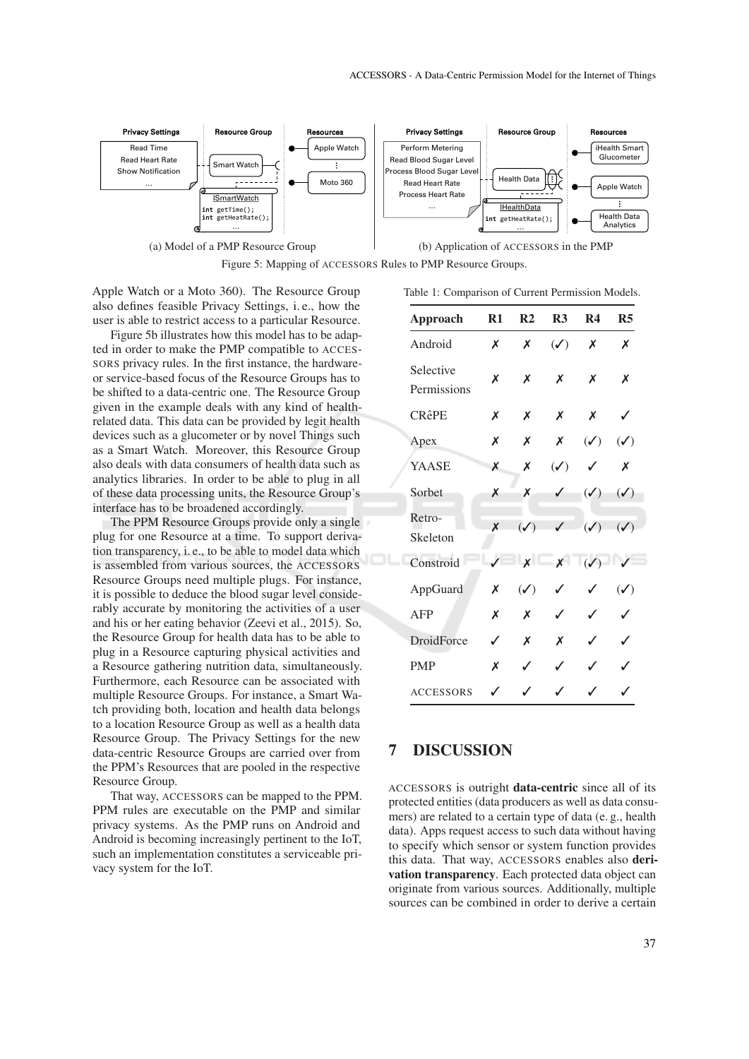Privacy Settings

Read Time
Read Heart Rate
Show Notification
...

Resource Group

Smart Watch

ISmartWatch
```
int getTime();
int getHeatRate();
...
```

Resources

Apple Watch
⋮
Moto 360

(a) Model of a PMP Resource Group

Privacy Settings

Perform Metering
Read Blood Sugar Level
Process Blood Sugar Level
Read Heart Rate
Process Heart Rate
...

Resource Group

Health Data

IHealthData
```
int getHeatRate();
...
```

Resources

iHealth Smart Glucometer
Apple Watch
⋮
Health Data Analytics

(b) Application of ACCESSORS in the PMP

Figure 5: Mapping of ACCESSORS Rules to PMP Resource Groups.

Apple Watch or a Moto 360). The Resource Group also defines feasible Privacy Settings, i. e., how the user is able to restrict access to a particular Resource.

Figure 5b illustrates how this model has to be adapted in order to make the PMP compatible to ACCESSORS privacy rules. In the first instance, the hardware- or service-based focus of the Resource Groups has to be shifted to a data-centric one. The Resource Group given in the example deals with any kind of health-related data. This data can be provided by legit health devices such as a glucometer or by novel Things such as a Smart Watch. Moreover, this Resource Group also deals with data consumers of health data such as analytics libraries. In order to be able to plug in all of these data processing units, the Resource Group's interface has to be broadened accordingly.

The PPM Resource Groups provide only a single plug for one Resource at a time. To support derivation transparency, i. e., to be able to model data which is assembled from various sources, the ACCESSORS Resource Groups need multiple plugs. For instance, it is possible to deduce the blood sugar level considerably accurate by monitoring the activities of a user and his or her eating behavior (Zeevi et al., 2015). So, the Resource Group for health data has to be able to plug in a Resource capturing physical activities and a Resource gathering nutrition data, simultaneously. Furthermore, each Resource can be associated with multiple Resource Groups. For instance, a Smart Watch providing both, location and health data belongs to a location Resource Group as well as a health data Resource Group. The Privacy Settings for the new data-centric Resource Groups are carried over from the PPM's Resources that are pooled in the respective Resource Group.

That way, ACCESSORS can be mapped to the PPM. PPM rules are executable on the PMP and similar privacy systems. As the PMP runs on Android and Android is becoming increasingly pertinent to the IoT, such an implementation constitutes a serviceable privacy system for the IoT.

Table 1: Comparison of Current Permission Models.

| Approach | R1 | R2 | R3 | R4 | R5 |
|---|---|---|---|---|---|
| Android | ✗ | ✗ | (✓) | ✗ | ✗ |
| Selective Permissions | ✗ | ✗ | ✗ | ✗ | ✗ |
| CRêPE | ✗ | ✗ | ✗ | ✗ | ✓ |
| Apex | ✗ | ✗ | ✗ | (✓) | (✓) |
| YAASE | ✗ | ✗ | (✓) | ✓ | ✗ |
| Sorbet | ✗ | ✗ | ✓ | (✓) | (✓) |
| Retro-Skeleton | ✗ | (✓) | ✓ | (✓) | (✓) |
| Constroid | ✓ | ✗ | ✗ | (✓) | ✓ |
| AppGuard | ✗ | (✓) | ✓ | ✓ | (✓) |
| AFP | ✗ | ✗ | ✓ | ✓ | ✓ |
| DroidForce | ✓ | ✗ | ✗ | ✓ | ✓ |
| PMP | ✗ | ✓ | ✓ | ✓ | ✓ |
| ACCESSORS | ✓ | ✓ | ✓ | ✓ | ✓ |

# 7 DISCUSSION

ACCESSORS is outright **data-centric** since all of its protected entities (data producers as well as data consumers) are related to a certain type of data (e. g., health data). Apps request access to such data without having to specify which sensor or system function provides this data. That way, ACCESSORS enables also **derivation transparency**. Each protected data object can originate from various sources. Additionally, multiple sources can be combined in order to derive a certain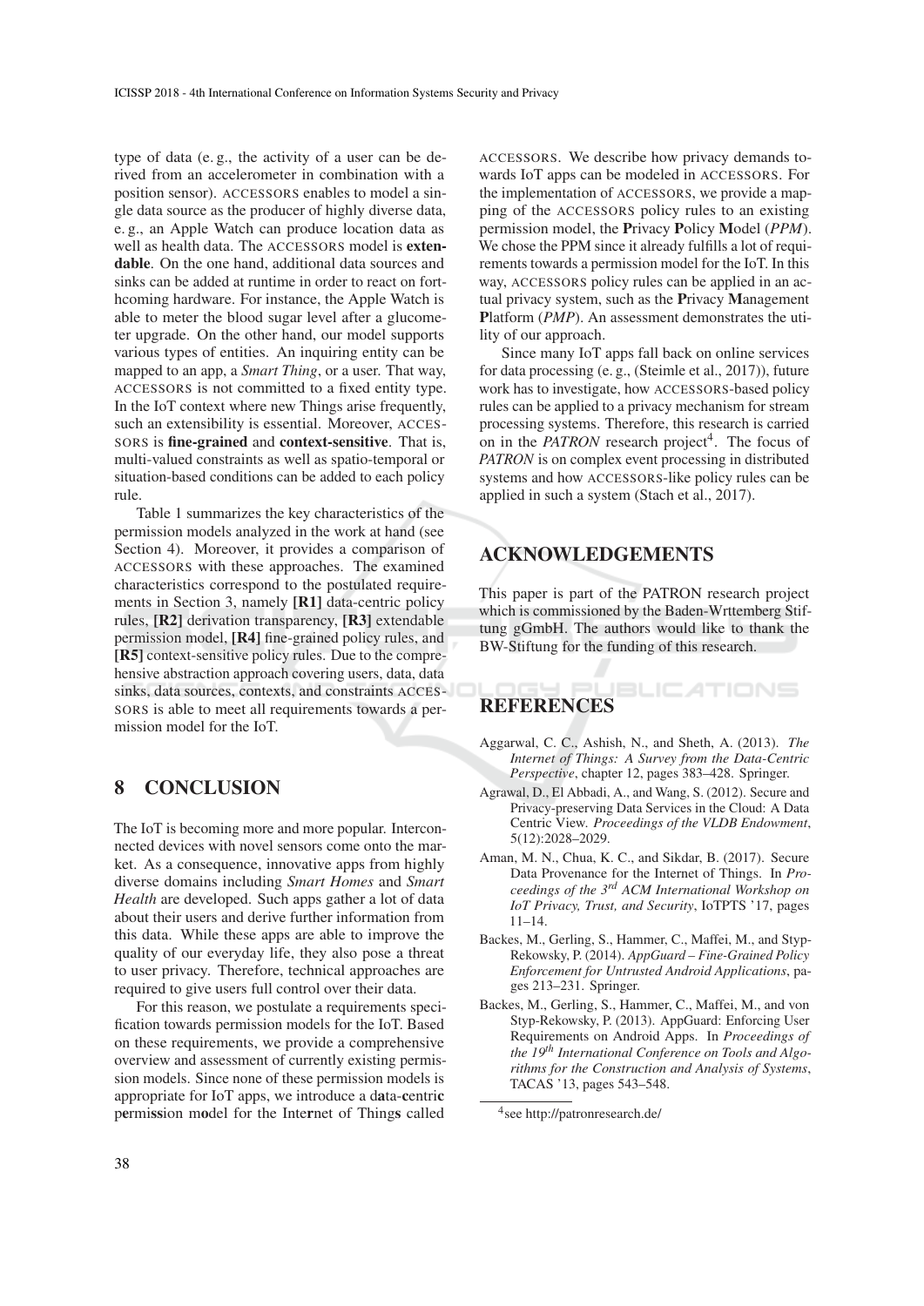type of data (e. g., the activity of a user can be derived from an accelerometer in combination with a position sensor). ACCESSORS enables to model a single data source as the producer of highly diverse data, e. g., an Apple Watch can produce location data as well as health data. The ACCESSORS model is **extendable**. On the one hand, additional data sources and sinks can be added at runtime in order to react on forthcoming hardware. For instance, the Apple Watch is able to meter the blood sugar level after a glucometer upgrade. On the other hand, our model supports various types of entities. An inquiring entity can be mapped to an app, a *Smart Thing*, or a user. That way, ACCESSORS is not committed to a fixed entity type. In the IoT context where new Things arise frequently, such an extensibility is essential. Moreover, ACCESSORS is **fine-grained** and **context-sensitive**. That is, multi-valued constraints as well as spatio-temporal or situation-based conditions can be added to each policy rule.

Table 1 summarizes the key characteristics of the permission models analyzed in the work at hand (see Section 4). Moreover, it provides a comparison of ACCESSORS with these approaches. The examined characteristics correspond to the postulated requirements in Section 3, namely **[R1]** data-centric policy rules, **[R2]** derivation transparency, **[R3]** extendable permission model, **[R4]** fine-grained policy rules, and **[R5]** context-sensitive policy rules. Due to the comprehensive abstraction approach covering users, data, data sinks, data sources, contexts, and constraints ACCESSORS is able to meet all requirements towards a permission model for the IoT.

## 8 CONCLUSION

The IoT is becoming more and more popular. Interconnected devices with novel sensors come onto the market. As a consequence, innovative apps from highly diverse domains including *Smart Homes* and *Smart Health* are developed. Such apps gather a lot of data about their users and derive further information from this data. While these apps are able to improve the quality of our everyday life, they also pose a threat to user privacy. Therefore, technical approaches are required to give users full control over their data.

For this reason, we postulate a requirements specification towards permission models for the IoT. Based on these requirements, we provide a comprehensive overview and assessment of currently existing permission models. Since none of these permission models is appropriate for IoT apps, we introduce a d**a**ta-**c**entri**c** p**e**rmi**ss**i**o**n m**o**del for the Inte**r**net of Thing**s** called ACCESSORS. We describe how privacy demands towards IoT apps can be modeled in ACCESSORS. For the implementation of ACCESSORS, we provide a mapping of the ACCESSORS policy rules to an existing permission model, the **P**rivacy **P**olicy **M**odel (*PPM*). We chose the PPM since it already fulfills a lot of requirements towards a permission model for the IoT. In this way, ACCESSORS policy rules can be applied in an actual privacy system, such as the **P**rivacy **M**anagement **P**latform (*PMP*). An assessment demonstrates the utility of our approach.

Since many IoT apps fall back on online services for data processing (e. g., (Steimle et al., 2017)), future work has to investigate, how ACCESSORS-based policy rules can be applied to a privacy mechanism for stream processing systems. Therefore, this research is carried on in the *PATRON* research project[4]. The focus of *PATRON* is on complex event processing in distributed systems and how ACCESSORS-like policy rules can be applied in such a system (Stach et al., 2017).

## ACKNOWLEDGEMENTS

This paper is part of the PATRON research project which is commissioned by the Baden-Wrttemberg Stiftung gGmbH. The authors would like to thank the BW-Stiftung for the funding of this research.

## REFERENCES

Aggarwal, C. C., Ashish, N., and Sheth, A. (2013). *The Internet of Things: A Survey from the Data-Centric Perspective*, chapter 12, pages 383–428. Springer.

Agrawal, D., El Abbadi, A., and Wang, S. (2012). Secure and Privacy-preserving Data Services in the Cloud: A Data Centric View. *Proceedings of the VLDB Endowment*, 5(12):2028–2029.

Aman, M. N., Chua, K. C., and Sikdar, B. (2017). Secure Data Provenance for the Internet of Things. In *Proceedings of the 3rd ACM International Workshop on IoT Privacy, Trust, and Security*, IoTPTS '17, pages 11–14.

Backes, M., Gerling, S., Hammer, C., Maffei, M., and Styp-Rekowsky, P. (2014). *AppGuard – Fine-Grained Policy Enforcement for Untrusted Android Applications*, pages 213–231. Springer.

Backes, M., Gerling, S., Hammer, C., Maffei, M., and von Styp-Rekowsky, P. (2013). AppGuard: Enforcing User Requirements on Android Apps. In *Proceedings of the 19th International Conference on Tools and Algorithms for the Construction and Analysis of Systems*, TACAS '13, pages 543–548.

[4] see http://patronresearch.de/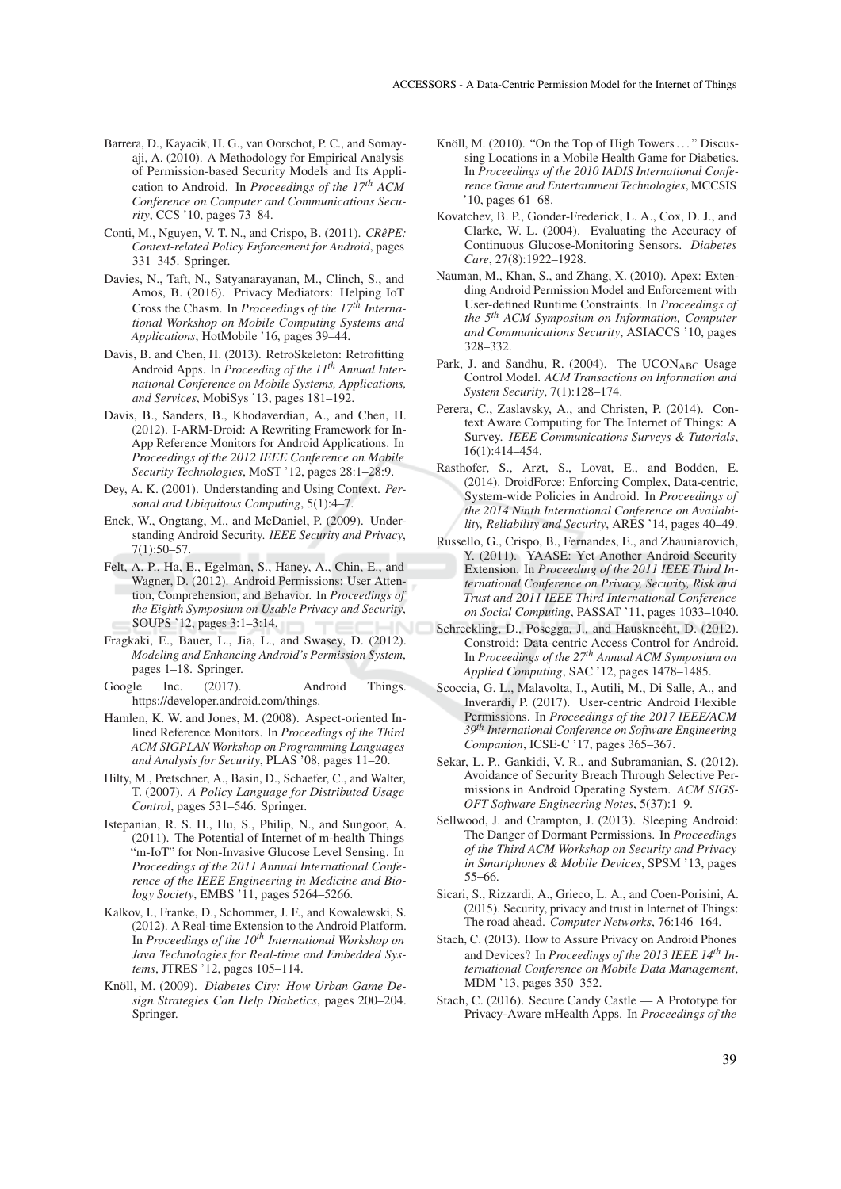Barrera, D., Kayacik, H. G., van Oorschot, P. C., and Somayaji, A. (2010). A Methodology for Empirical Analysis of Permission-based Security Models and Its Application to Android. In *Proceedings of the 17th ACM Conference on Computer and Communications Security*, CCS '10, pages 73–84.

Conti, M., Nguyen, V. T. N., and Crispo, B. (2011). *CRêPE: Context-related Policy Enforcement for Android*, pages 331–345. Springer.

Davies, N., Taft, N., Satyanarayanan, M., Clinch, S., and Amos, B. (2016). Privacy Mediators: Helping IoT Cross the Chasm. In *Proceedings of the 17th International Workshop on Mobile Computing Systems and Applications*, HotMobile '16, pages 39–44.

Davis, B. and Chen, H. (2013). RetroSkeleton: Retrofitting Android Apps. In *Proceeding of the 11th Annual International Conference on Mobile Systems, Applications, and Services*, MobiSys '13, pages 181–192.

Davis, B., Sanders, B., Khodaverdian, A., and Chen, H. (2012). I-ARM-Droid: A Rewriting Framework for In-App Reference Monitors for Android Applications. In *Proceedings of the 2012 IEEE Conference on Mobile Security Technologies*, MoST '12, pages 28:1–28:9.

Dey, A. K. (2001). Understanding and Using Context. *Personal and Ubiquitous Computing*, 5(1):4–7.

Enck, W., Ongtang, M., and McDaniel, P. (2009). Understanding Android Security. *IEEE Security and Privacy*, 7(1):50–57.

Felt, A. P., Ha, E., Egelman, S., Haney, A., Chin, E., and Wagner, D. (2012). Android Permissions: User Attention, Comprehension, and Behavior. In *Proceedings of the Eighth Symposium on Usable Privacy and Security*, SOUPS '12, pages 3:1–3:14.

Fragkaki, E., Bauer, L., Jia, L., and Swasey, D. (2012). *Modeling and Enhancing Android's Permission System*, pages 1–18. Springer.

Google Inc. (2017). Android Things. https://developer.android.com/things.

Hamlen, K. W. and Jones, M. (2008). Aspect-oriented Inlined Reference Monitors. In *Proceedings of the Third ACM SIGPLAN Workshop on Programming Languages and Analysis for Security*, PLAS '08, pages 11–20.

Hilty, M., Pretschner, A., Basin, D., Schaefer, C., and Walter, T. (2007). *A Policy Language for Distributed Usage Control*, pages 531–546. Springer.

Istepanian, R. S. H., Hu, S., Philip, N., and Sungoor, A. (2011). The Potential of Internet of m-health Things "m-IoT" for Non-Invasive Glucose Level Sensing. In *Proceedings of the 2011 Annual International Conference of the IEEE Engineering in Medicine and Biology Society*, EMBS '11, pages 5264–5266.

Kalkov, I., Franke, D., Schommer, J. F., and Kowalewski, S. (2012). A Real-time Extension to the Android Platform. In *Proceedings of the 10th International Workshop on Java Technologies for Real-time and Embedded Systems*, JTRES '12, pages 105–114.

Knöll, M. (2009). *Diabetes City: How Urban Game Design Strategies Can Help Diabetics*, pages 200–204. Springer.

Knöll, M. (2010). "On the Top of High Towers . . . " Discussing Locations in a Mobile Health Game for Diabetics. In *Proceedings of the 2010 IADIS International Conference Games and Entertainment Technologies*, MCCSIS '10, pages 61–68.

Kovatchev, B. P., Gonder-Frederick, L. A., Cox, D. J., and Clarke, W. L. (2004). Evaluating the Accuracy of Continuous Glucose-Monitoring Sensors. *Diabetes Care*, 27(8):1922–1928.

Nauman, M., Khan, S., and Zhang, X. (2010). Apex: Extending Android Permission Model and Enforcement with User-defined Runtime Constraints. In *Proceedings of the 5th ACM Symposium on Information, Computer and Communications Security*, ASIACCS '10, pages 328–332.

Park, J. and Sandhu, R. (2004). The $\text{UCON}_{\text{ABC}}$ Usage Control Model. *ACM Transactions on Information and System Security*, 7(1):128–174.

Perera, C., Zaslavsky, A., and Christen, P. (2014). Context Aware Computing for The Internet of Things: A Survey. *IEEE Communications Surveys & Tutorials*, 16(1):414–454.

Rasthofer, S., Arzt, S., Lovat, E., and Bodden, E. (2014). DroidForce: Enforcing Complex, Data-centric, System-wide Policies in Android. In *Proceedings of the 2014 Ninth International Conference on Availability, Reliability and Security*, ARES '14, pages 40–49.

Russello, G., Crispo, B., Fernandes, E., and Zhauniarovich, Y. (2011). YAASE: Yet Another Android Security Extension. In *Proceeding of the 2011 IEEE Third International Conference on Privacy, Security, Risk and Trust and 2011 IEEE Third International Conference on Social Computing*, PASSAT '11, pages 1033–1040.

Schreckling, D., Posegga, J., and Hausknecht, D. (2012). Constroid: Data-centric Access Control for Android. In *Proceedings of the 27th Annual ACM Symposium on Applied Computing*, SAC '12, pages 1478–1485.

Scoccia, G. L., Malavolta, I., Autili, M., Di Salle, A., and Inverardi, P. (2017). User-centric Android Flexible Permissions. In *Proceedings of the 2017 IEEE/ACM 39th International Conference on Software Engineering Companion*, ICSE-C '17, pages 365–367.

Sekar, L. P., Gankidi, V. R., and Subramanian, S. (2012). Avoidance of Security Breach Through Selective Permissions in Android Operating System. *ACM SIGSOFT Software Engineering Notes*, 5(37):1–9.

Sellwood, J. and Crampton, J. (2013). Sleeping Android: The Danger of Dormant Permissions. In *Proceedings of the Third ACM Workshop on Security and Privacy in Smartphones & Mobile Devices*, SPSM '13, pages 55–66.

Sicari, S., Rizzardi, A., Grieco, L. A., and Coen-Porisini, A. (2015). Security, privacy and trust in Internet of Things: The road ahead. *Computer Networks*, 76:146–164.

Stach, C. (2013). How to Assure Privacy on Android Phones and Devices? In *Proceedings of the 2013 IEEE 14th International Conference on Mobile Data Management*, MDM '13, pages 350–352.

Stach, C. (2016). Secure Candy Castle — A Prototype for Privacy-Aware mHealth Apps. In *Proceedings of the*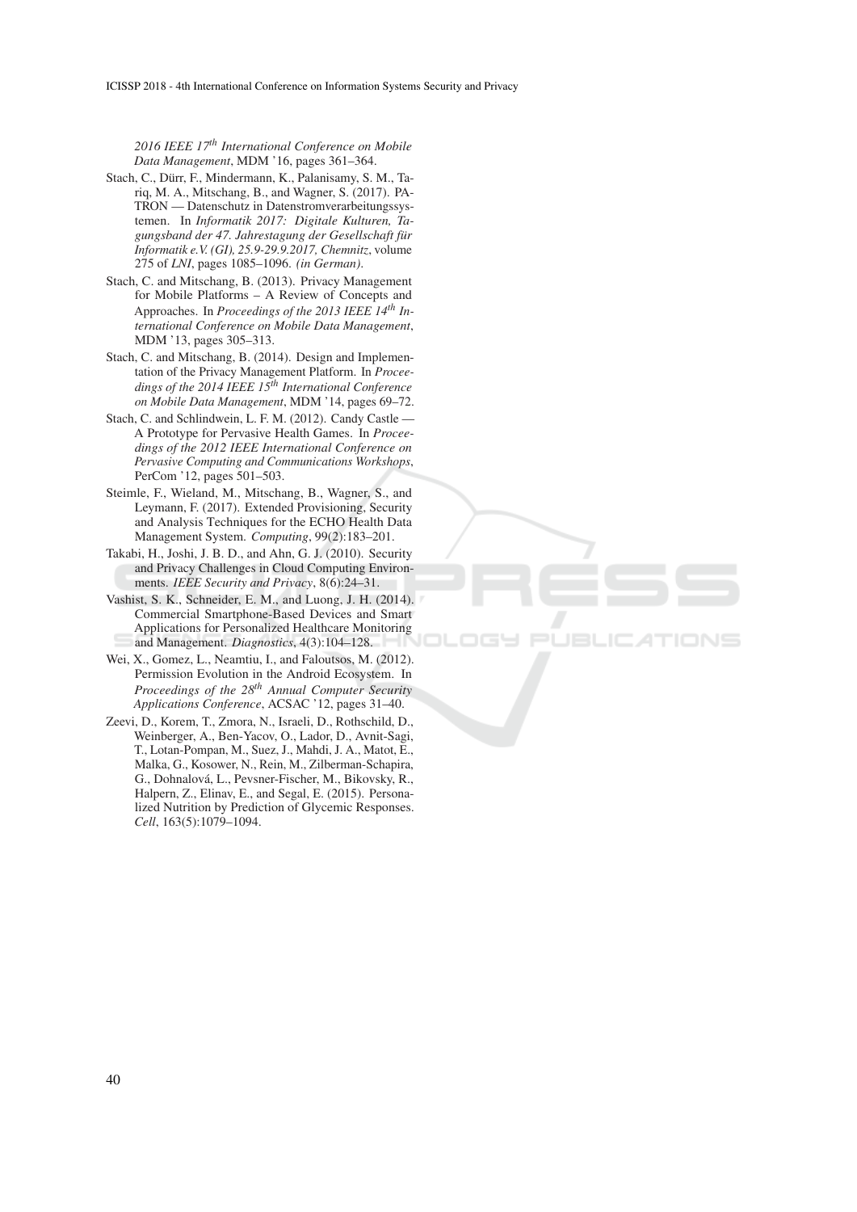*2016 IEEE 17th International Conference on Mobile Data Management*, MDM '16, pages 361–364.

Stach, C., Dürr, F., Mindermann, K., Palanisamy, S. M., Tariq, M. A., Mitschang, B., and Wagner, S. (2017). PATRON — Datenschutz in Datenstromverarbeitungssystemen. In *Informatik 2017: Digitale Kulturen, Tagungsband der 47. Jahrestagung der Gesellschaft für Informatik e.V. (GI), 25.9-29.9.2017, Chemnitz*, volume 275 of *LNI*, pages 1085–1096. *(in German)*.

Stach, C. and Mitschang, B. (2013). Privacy Management for Mobile Platforms – A Review of Concepts and Approaches. In *Proceedings of the 2013 IEEE 14th International Conference on Mobile Data Management*, MDM '13, pages 305–313.

Stach, C. and Mitschang, B. (2014). Design and Implementation of the Privacy Management Platform. In *Proceedings of the 2014 IEEE 15th International Conference on Mobile Data Management*, MDM '14, pages 69–72.

Stach, C. and Schlindwein, L. F. M. (2012). Candy Castle — A Prototype for Pervasive Health Games. In *Proceedings of the 2012 IEEE International Conference on Pervasive Computing and Communications Workshops*, PerCom '12, pages 501–503.

Steimle, F., Wieland, M., Mitschang, B., Wagner, S., and Leymann, F. (2017). Extended Provisioning, Security and Analysis Techniques for the ECHO Health Data Management System. *Computing*, 99(2):183–201.

Takabi, H., Joshi, J. B. D., and Ahn, G. J. (2010). Security and Privacy Challenges in Cloud Computing Environments. *IEEE Security and Privacy*, 8(6):24–31.

Vashist, S. K., Schneider, E. M., and Luong, J. H. (2014). Commercial Smartphone-Based Devices and Smart Applications for Personalized Healthcare Monitoring and Management. *Diagnostics*, 4(3):104–128.

Wei, X., Gomez, L., Neamtiu, I., and Faloutsos, M. (2012). Permission Evolution in the Android Ecosystem. In *Proceedings of the 28th Annual Computer Security Applications Conference*, ACSAC '12, pages 31–40.

Zeevi, D., Korem, T., Zmora, N., Israeli, D., Rothschild, D., Weinberger, A., Ben-Yacov, O., Lador, D., Avnit-Sagi, T., Lotan-Pompan, M., Suez, J., Mahdi, J. A., Matot, E., Malka, G., Kosower, N., Rein, M., Zilberman-Schapira, G., Dohnalová, L., Pevsner-Fischer, M., Bikovsky, R., Halpern, Z., Elinav, E., and Segal, E. (2015). Personalized Nutrition by Prediction of Glycemic Responses. *Cell*, 163(5):1079–1094.